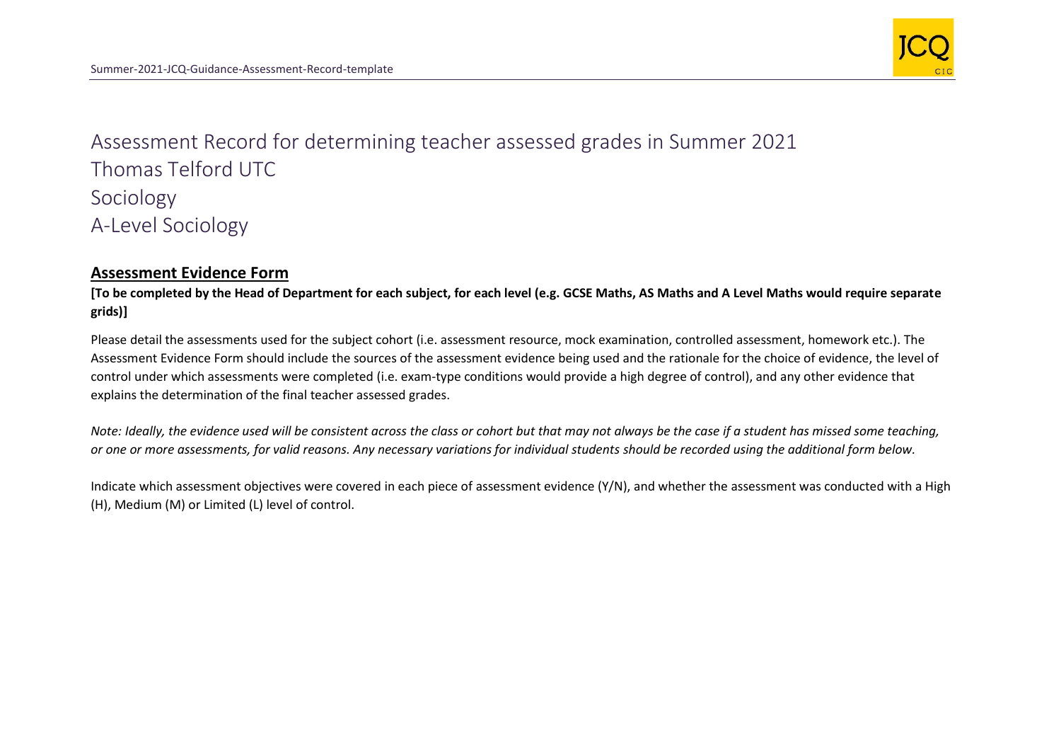# Assessment Record for determining teacher assessed grades in Summer 2021

# Thomas Telford UTC

# Sociology

# A-Level Sociology

## Assessment Evidence Form

**[To be completed by the Head of Department for each subject, for each level (e.g. GCSE Maths, AS Maths and A Level Maths would require separate grids)]**

Please detail the assessments used for the subject cohort (i.e. assessment resource, mock examination, controlled assessment, homework etc.). The Assessment Evidence Form should include the sources of the assessment evidence being used and the rationale for the choice of evidence, the level of control under which assessments were completed (i.e. exam-type conditions would provide a high degree of control), and any other evidence that explains the determination of the final teacher assessed grades.

*Note: Ideally, the evidence used will be consistent across the class or cohort but that may not always be the case if a student has missed some teaching, or one or more assessments, for valid reasons. Any necessary variations for individual students should be recorded using the additional form below.*

Indicate which assessment objectives were covered in each piece of assessment evidence (Y/N), and whether the assessment was conducted with a High (H), Medium (M) or Limited (L) level of control.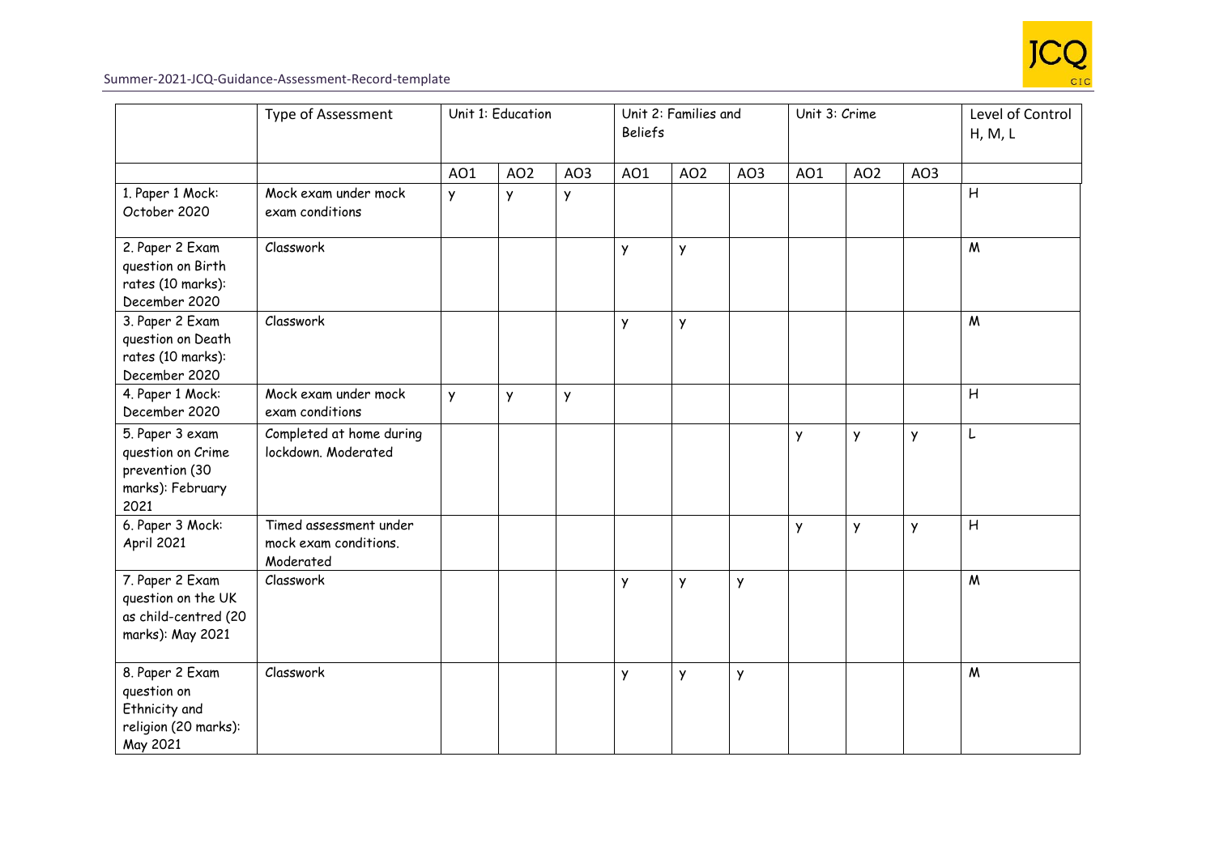| | Type of Assessment | Unit 1: Education | | | Unit 2: Families and Beliefs | | | Unit 3: Crime | | | Level of Control H, M, L |
|---|---|---|---|---|---|---|---|---|---|---|---|
| | | AO1 | AO2 | AO3 | AO1 | AO2 | AO3 | AO1 | AO2 | AO3 | |
| 1. Paper 1 Mock: October 2020 | Mock exam under mock exam conditions | y | y | y | | | | | | | H |
| 2. Paper 2 Exam question on Birth rates (10 marks): December 2020 | Classwork | | | | y | y | | | | | M |
| 3. Paper 2 Exam question on Death rates (10 marks): December 2020 | Classwork | | | | y | y | | | | | M |
| 4. Paper 1 Mock: December 2020 | Mock exam under mock exam conditions | y | y | y | | | | | | | H |
| 5. Paper 3 exam question on Crime prevention (30 marks): February 2021 | Completed at home during lockdown. Moderated | | | | | | | y | y | y | L |
| 6. Paper 3 Mock: April 2021 | Timed assessment under mock exam conditions. Moderated | | | | | | | y | y | y | H |
| 7. Paper 2 Exam question on the UK as child-centred (20 marks): May 2021 | Classwork | | | | y | y | y | | | | M |
| 8. Paper 2 Exam question on Ethnicity and religion (20 marks): May 2021 | Classwork | | | | y | y | y | | | | M |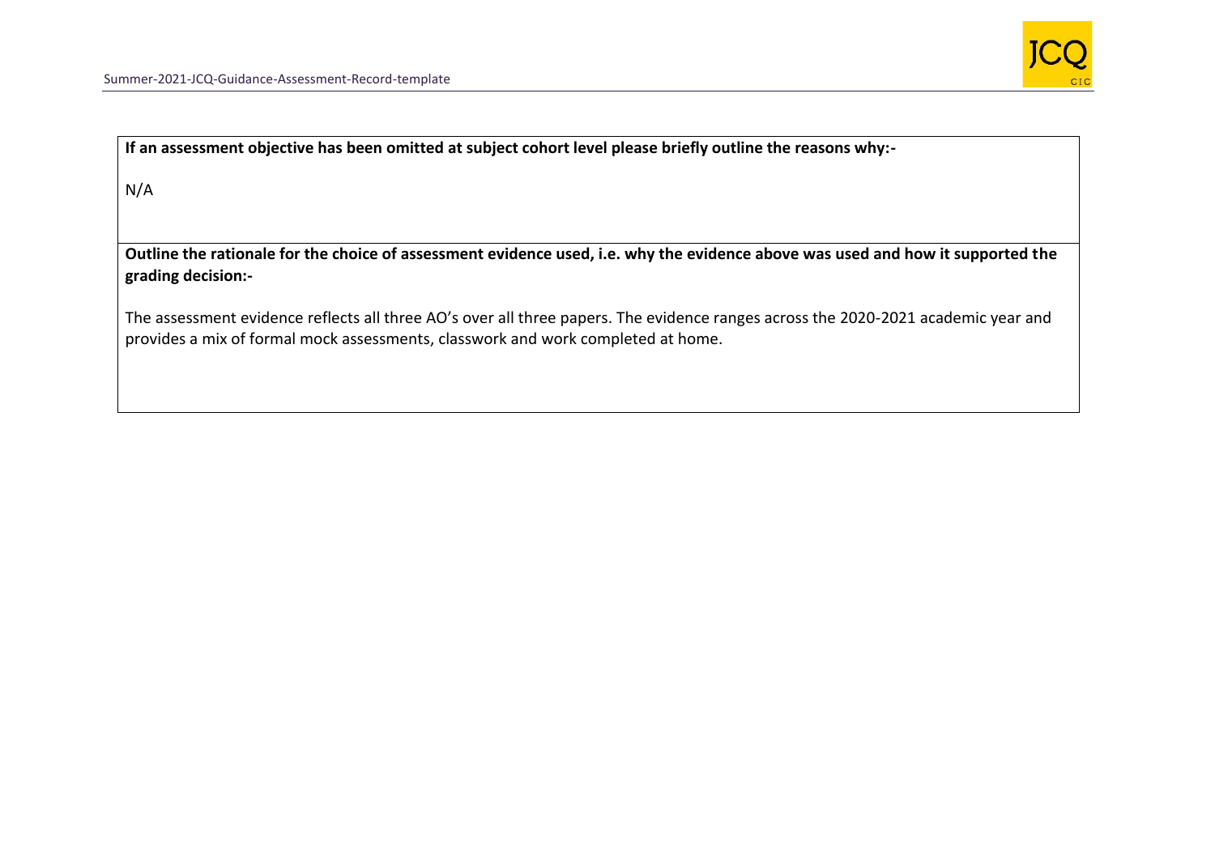**If an assessment objective has been omitted at subject cohort level please briefly outline the reasons why:-**

N/A

**Outline the rationale for the choice of assessment evidence used, i.e. why the evidence above was used and how it supported the grading decision:-**

The assessment evidence reflects all three AO's over all three papers. The evidence ranges across the 2020-2021 academic year and provides a mix of formal mock assessments, classwork and work completed at home.